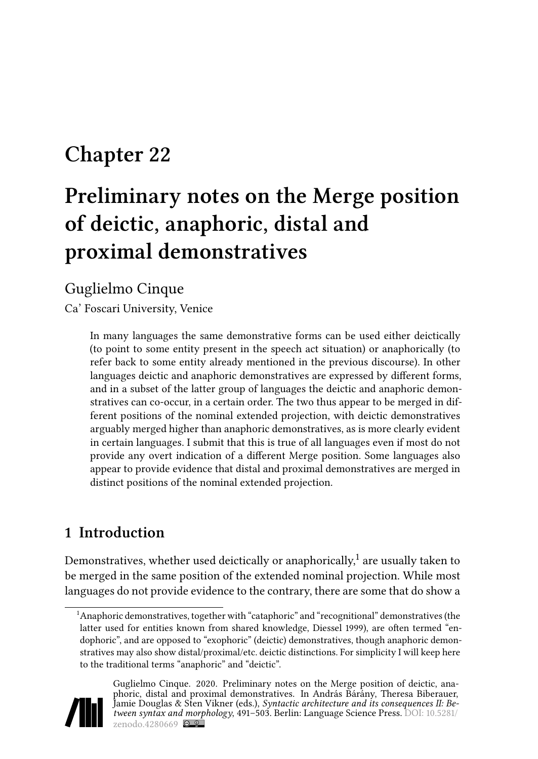# Chapter 22

# Preliminary notes on the Merge position of deictic, anaphoric, distal and proximal demonstratives

Guglielmo Cinque

Ca' Foscari University, Venice

> In many languages the same demonstrative forms can be used either deictically (to point to some entity present in the speech act situation) or anaphorically (to refer back to some entity already mentioned in the previous discourse). In other languages deictic and anaphoric demonstratives are expressed by different forms, and in a subset of the latter group of languages the deictic and anaphoric demonstratives can co-occur, in a certain order. The two thus appear to be merged in different positions of the nominal extended projection, with deictic demonstratives arguably merged higher than anaphoric demonstratives, as is more clearly evident in certain languages. I submit that this is true of all languages even if most do not provide any overt indication of a different Merge position. Some languages also appear to provide evidence that distal and proximal demonstratives are merged in distinct positions of the nominal extended projection.

## 1 Introduction

Demonstratives, whether used deictically or anaphorically,[1] are usually taken to be merged in the same position of the extended nominal projection. While most languages do not provide evidence to the contrary, there are some that do show a

[1] Anaphoric demonstratives, together with "cataphoric" and "recognitional" demonstratives (the latter used for entities known from shared knowledge, Diessel 1999), are often termed "endophoric", and are opposed to "exophoric" (deictic) demonstratives, though anaphoric demonstratives may also show distal/proximal/etc. deictic distinctions. For simplicity I will keep here to the traditional terms "anaphoric" and "deictic".

Guglielmo Cinque. 2020. Preliminary notes on the Merge position of deictic, anaphoric, distal and proximal demonstratives. In András Bárány, Theresa Biberauer, Jamie Douglas & Sten Vikner (eds.), *Syntactic architecture and its consequences II: Between syntax and morphology*, 491–503. Berlin: Language Science Press. DOI: 10.5281/zenodo.4280669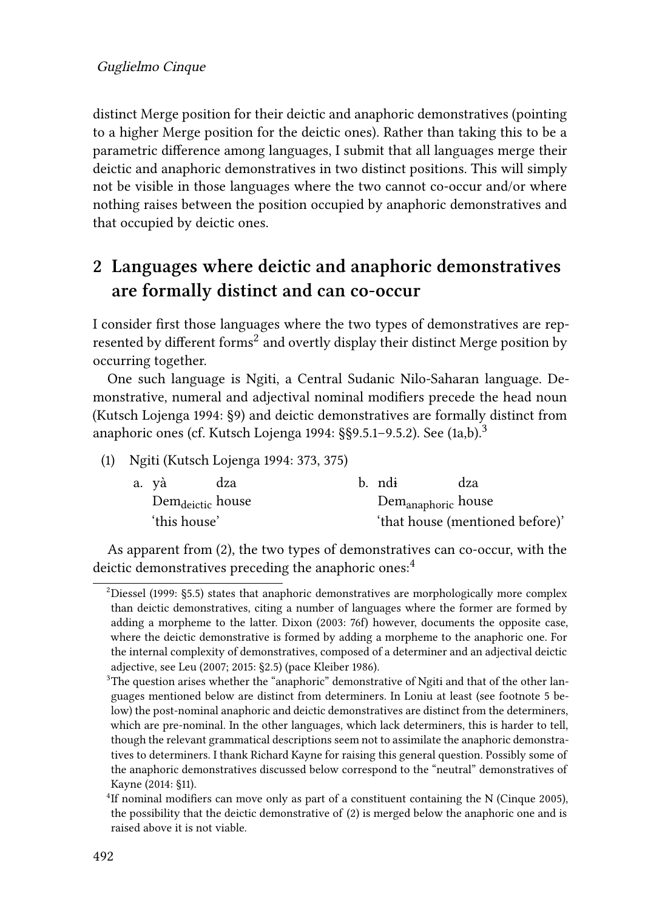distinct Merge position for their deictic and anaphoric demonstratives (pointing to a higher Merge position for the deictic ones). Rather than taking this to be a parametric difference among languages, I submit that all languages merge their deictic and anaphoric demonstratives in two distinct positions. This will simply not be visible in those languages where the two cannot co-occur and/or where nothing raises between the position occupied by anaphoric demonstratives and that occupied by deictic ones.

## 2 Languages where deictic and anaphoric demonstratives are formally distinct and can co-occur

I consider first those languages where the two types of demonstratives are represented by different forms[2] and overtly display their distinct Merge position by occurring together.

One such language is Ngiti, a Central Sudanic Nilo-Saharan language. Demonstrative, numeral and adjectival nominal modifiers precede the head noun (Kutsch Lojenga 1994: §9) and deictic demonstratives are formally distinct from anaphoric ones (cf. Kutsch Lojenga 1994: §§9.5.1–9.5.2). See (1a,b).[3]

(1) Ngiti (Kutsch Lojenga 1994: 373, 375)

a. yà dza
   $\text{Dem}_{\text{deictic}}$ house
   'this house'

b. ndɨ dza
   $\text{Dem}_{\text{anaphoric}}$ house
   'that house (mentioned before)'

As apparent from (2), the two types of demonstratives can co-occur, with the deictic demonstratives preceding the anaphoric ones:[4]

---

[2] Diessel (1999: §5.5) states that anaphoric demonstratives are morphologically more complex than deictic demonstratives, citing a number of languages where the former are formed by adding a morpheme to the latter. Dixon (2003: 76f) however, documents the opposite case, where the deictic demonstrative is formed by adding a morpheme to the anaphoric one. For the internal complexity of demonstratives, composed of a determiner and an adjectival deictic adjective, see Leu (2007; 2015: §2.5) (pace Kleiber 1986).

[3] The question arises whether the "anaphoric" demonstrative of Ngiti and that of the other languages mentioned below are distinct from determiners. In Loniu at least (see footnote 5 below) the post-nominal anaphoric and deictic demonstratives are distinct from the determiners, which are pre-nominal. In the other languages, which lack determiners, this is harder to tell, though the relevant grammatical descriptions seem not to assimilate the anaphoric demonstratives to determiners. I thank Richard Kayne for raising this general question. Possibly some of the anaphoric demonstratives discussed below correspond to the "neutral" demonstratives of Kayne (2014: §11).

[4] If nominal modifiers can move only as part of a constituent containing the N (Cinque 2005), the possibility that the deictic demonstrative of (2) is merged below the anaphoric one and is raised above it is not viable.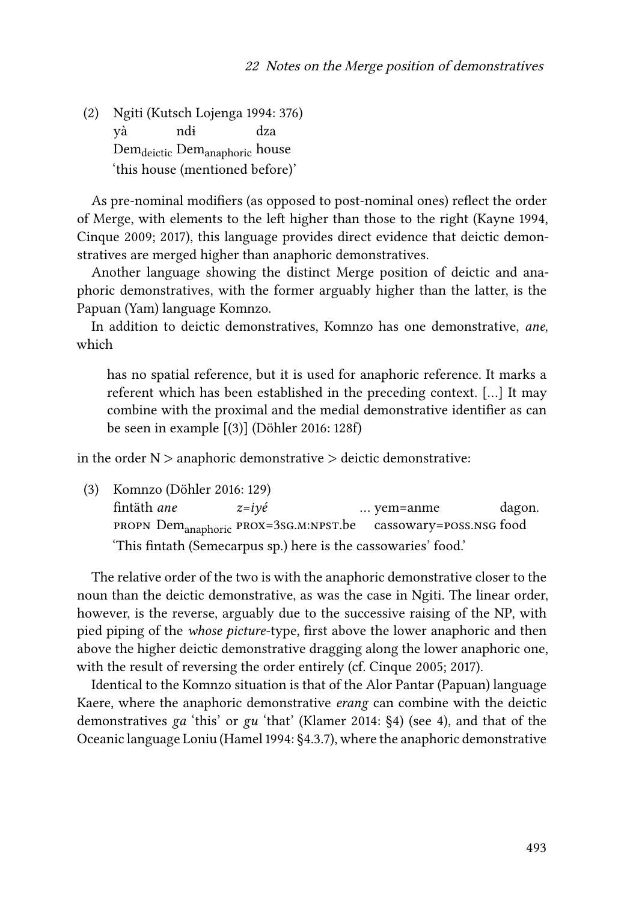(2) Ngiti (Kutsch Lojenga 1994: 376)
yà ndɨ dza
$\text{Dem}_{\text{deictic}}$ $\text{Dem}_{\text{anaphoric}}$ house
'this house (mentioned before)'

As pre-nominal modifiers (as opposed to post-nominal ones) reflect the order of Merge, with elements to the left higher than those to the right (Kayne 1994, Cinque 2009; 2017), this language provides direct evidence that deictic demonstratives are merged higher than anaphoric demonstratives.

Another language showing the distinct Merge position of deictic and anaphoric demonstratives, with the former arguably higher than the latter, is the Papuan (Yam) language Komnzo.

In addition to deictic demonstratives, Komnzo has one demonstrative, *ane*, which

> has no spatial reference, but it is used for anaphoric reference. It marks a referent which has been established in the preceding context. […] It may combine with the proximal and the medial demonstrative identifier as can be seen in example [(3)] (Döhler 2016: 128f)

in the order N > anaphoric demonstrative > deictic demonstrative:

(3) Komnzo (Döhler 2016: 129)
fintäth *ane* *z=iyé* … yem=anme dagon.
PROPN $\text{Dem}_{\text{anaphoric}}$ PROX=3SG.M:NPST.be cassowary=POSS.NSG food
'This fintath (Semecarpus sp.) here is the cassowaries' food.'

The relative order of the two is with the anaphoric demonstrative closer to the noun than the deictic demonstrative, as was the case in Ngiti. The linear order, however, is the reverse, arguably due to the successive raising of the NP, with pied piping of the *whose picture*-type, first above the lower anaphoric and then above the higher deictic demonstrative dragging along the lower anaphoric one, with the result of reversing the order entirely (cf. Cinque 2005; 2017).

Identical to the Komnzo situation is that of the Alor Pantar (Papuan) language Kaere, where the anaphoric demonstrative *erang* can combine with the deictic demonstratives *ga* 'this' or *gu* 'that' (Klamer 2014: §4) (see 4), and that of the Oceanic language Loniu (Hamel 1994: §4.3.7), where the anaphoric demonstrative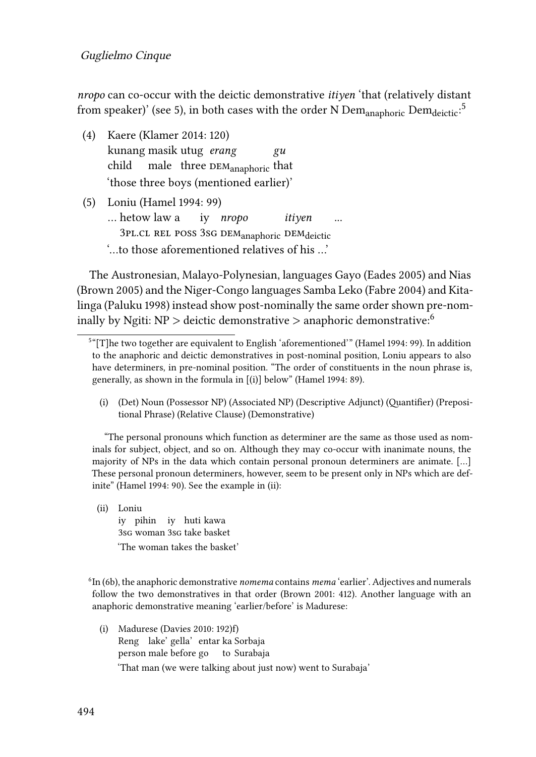*nropo* can co-occur with the deictic demonstrative *itiyen* 'that (relatively distant from speaker)' (see 5), in both cases with the order N $\text{Dem}_{\text{anaphoric}}$ $\text{Dem}_{\text{deictic}}$:[5]

(4) Kaere (Klamer 2014: 120)
kunang masik utug *erang* *gu*
child male three DEM$_{\text{anaphoric}}$ that
'those three boys (mentioned earlier)'

(5) Loniu (Hamel 1994: 99)
… hetow law a iy *nropo* *itiyen* …
3PL.CL REL POSS 3SG DEM$_{\text{anaphoric}}$ DEM$_{\text{deictic}}$
'…to those aforementioned relatives of his …'

The Austronesian, Malayo-Polynesian, languages Gayo (Eades 2005) and Nias (Brown 2005) and the Niger-Congo languages Samba Leko (Fabre 2004) and Kitalinga (Paluku 1998) instead show post-nominally the same order shown pre-nominally by Ngiti: NP > deictic demonstrative > anaphoric demonstrative:[6]

---

[5] "[T]he two together are equivalent to English 'aforementioned'" (Hamel 1994: 99). In addition to the anaphoric and deictic demonstratives in post-nominal position, Loniu appears to also have determiners, in pre-nominal position. "The order of constituents in the noun phrase is, generally, as shown in the formula in [(i)] below" (Hamel 1994: 89).

(i) (Det) Noun (Possessor NP) (Associated NP) (Descriptive Adjunct) (Quantifier) (Prepositional Phrase) (Relative Clause) (Demonstrative)

"The personal pronouns which function as determiner are the same as those used as nominals for subject, object, and so on. Although they may co-occur with inanimate nouns, the majority of NPs in the data which contain personal pronoun determiners are animate. […] These personal pronoun determiners, however, seem to be present only in NPs which are definite" (Hamel 1994: 90). See the example in (ii):

(ii) Loniu
iy pihin iy huti kawa
3SG woman 3SG take basket
'The woman takes the basket'

[6] In (6b), the anaphoric demonstrative *nomema* contains *mema* 'earlier'. Adjectives and numerals follow the two demonstratives in that order (Brown 2001: 412). Another language with an anaphoric demonstrative meaning 'earlier/before' is Madurese:

(i) Madurese (Davies 2010: 192)f)
Reng lake' gella' entar ka Sorbaja
person male before go to Surabaja
'That man (we were talking about just now) went to Surabaja'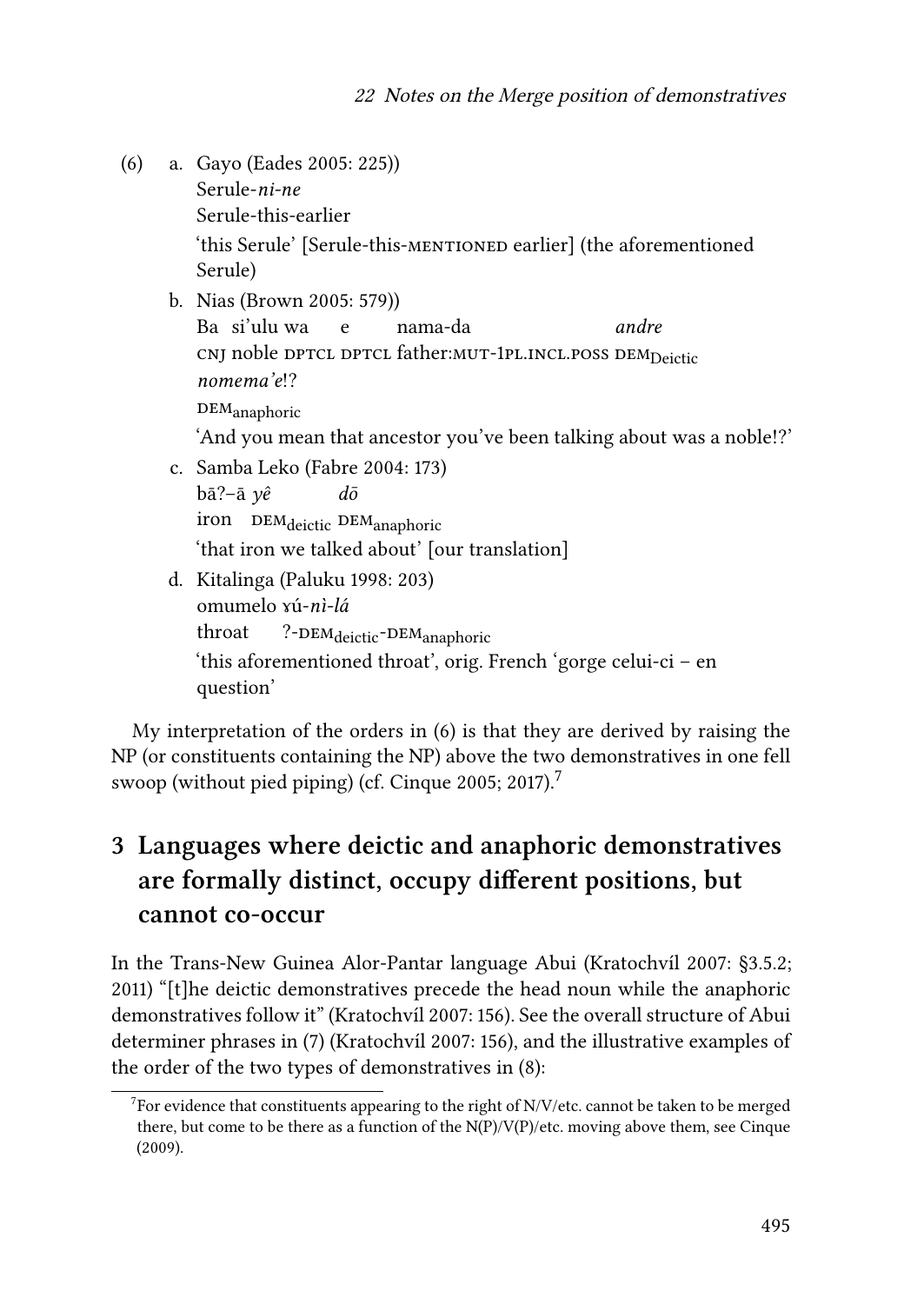(6) a. Gayo (Eades 2005: 225))
   Serule-*ni-ne*
   Serule-this-earlier
   'this Serule' [Serule-this-MENTIONED earlier] (the aforementioned Serule)

 b. Nias (Brown 2005: 579))
   Ba si'ulu wa e nama-da *andre* *nomema'e*!?
   CNJ noble DPTCL DPTCL father:MUT-1PL.INCL.POSS $\text{DEM}_{\text{Deictic}}$ $\text{DEM}_{\text{anaphoric}}$
   'And you mean that ancestor you've been talking about was a noble!?'

 c. Samba Leko (Fabre 2004: 173)
   bā?–ā *yê* *dō*
   iron $\text{DEM}_{\text{deictic}}$ $\text{DEM}_{\text{anaphoric}}$
   'that iron we talked about' [our translation]

 d. Kitalinga (Paluku 1998: 203)
   omumelo ɤú-*nì-lá*
   throat ?-$\text{DEM}_{\text{deictic}}$-$\text{DEM}_{\text{anaphoric}}$
   'this aforementioned throat', orig. French 'gorge celui-ci – en question'

My interpretation of the orders in (6) is that they are derived by raising the NP (or constituents containing the NP) above the two demonstratives in one fell swoop (without pied piping) (cf. Cinque 2005; 2017).[7]

## 3 Languages where deictic and anaphoric demonstratives are formally distinct, occupy different positions, but cannot co-occur

In the Trans-New Guinea Alor-Pantar language Abui (Kratochvíl 2007: §3.5.2; 2011) "[t]he deictic demonstratives precede the head noun while the anaphoric demonstratives follow it" (Kratochvíl 2007: 156). See the overall structure of Abui determiner phrases in (7) (Kratochvíl 2007: 156), and the illustrative examples of the order of the two types of demonstratives in (8):

[7] For evidence that constituents appearing to the right of N/V/etc. cannot be taken to be merged there, but come to be there as a function of the N(P)/V(P)/etc. moving above them, see Cinque (2009).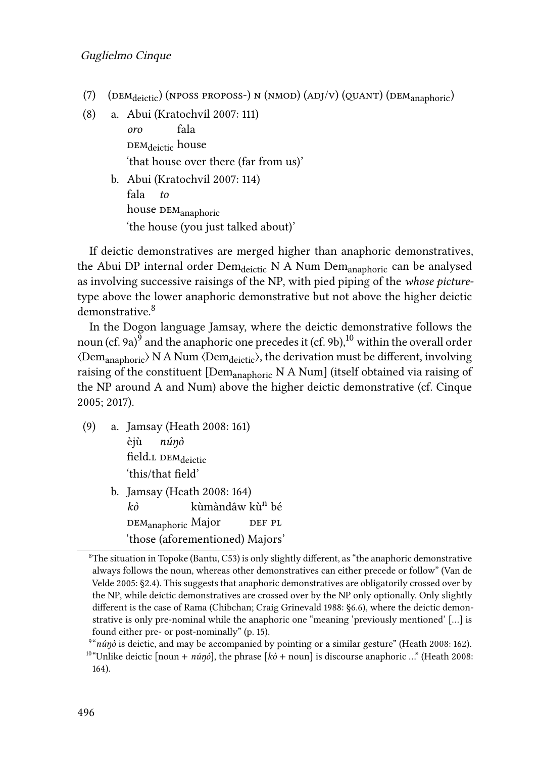(7) (DEM$_{deictic}$) (NPOSS PROPOSS-) N (NMOD) (ADJ/V) (QUANT) (DEM$_{anaphoric}$)

(8) a. Abui (Kratochvíl 2007: 111)

*oro* fala
DEM$_{deictic}$ house
'that house over there (far from us)'

b. Abui (Kratochvíl 2007: 114)

fala *to*
house DEM$_{anaphoric}$
'the house (you just talked about)'

If deictic demonstratives are merged higher than anaphoric demonstratives, the Abui DP internal order Dem$_{deictic}$ N A Num Dem$_{anaphoric}$ can be analysed as involving successive raisings of the NP, with pied piping of the *whose picture*-type above the lower anaphoric demonstrative but not above the higher deictic demonstrative.[8]

In the Dogon language Jamsay, where the deictic demonstrative follows the noun (cf. 9a)[9] and the anaphoric one precedes it (cf. 9b),[10] within the overall order ⟨Dem$_{anaphoric}$⟩ N A Num ⟨Dem$_{deictic}$⟩, the derivation must be different, involving raising of the constituent [Dem$_{anaphoric}$ N A Num] (itself obtained via raising of the NP around A and Num) above the higher deictic demonstrative (cf. Cinque 2005; 2017).

(9) a. Jamsay (Heath 2008: 161)

èjù *núŋò*
field.L DEM$_{deictic}$
'this/that field'

b. Jamsay (Heath 2008: 164)

*kò* kùmàndâw kù$^{n}$ bé
DEM$_{anaphoric}$ Major DEF PL
'those (aforementioned) Majors'

---

[8] The situation in Topoke (Bantu, C53) is only slightly different, as "the anaphoric demonstrative always follows the noun, whereas other demonstratives can either precede or follow" (Van de Velde 2005: §2.4). This suggests that anaphoric demonstratives are obligatorily crossed over by the NP, while deictic demonstratives are crossed over by the NP only optionally. Only slightly different is the case of Rama (Chibchan; Craig Grinevald 1988: §6.6), where the deictic demonstrative is only pre-nominal while the anaphoric one "meaning 'previously mentioned' […] is found either pre- or post-nominally" (p. 15).

[9] "*núŋò* is deictic, and may be accompanied by pointing or a similar gesture" (Heath 2008: 162).

[10] "Unlike deictic [noun + *núŋò*], the phrase [*kò* + noun] is discourse anaphoric …" (Heath 2008: 164).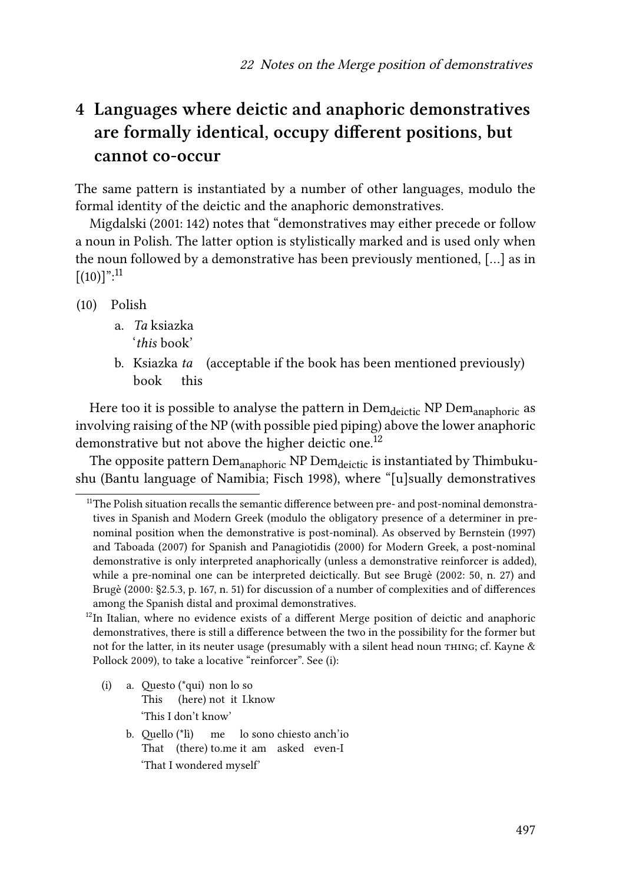## 4 Languages where deictic and anaphoric demonstratives are formally identical, occupy different positions, but cannot co-occur

The same pattern is instantiated by a number of other languages, modulo the formal identity of the deictic and the anaphoric demonstratives.

Migdalski (2001: 142) notes that "demonstratives may either precede or follow a noun in Polish. The latter option is stylistically marked and is used only when the noun followed by a demonstrative has been previously mentioned, [...] as in [(10)]":[11]

(10) Polish

a. *Ta* ksiazka
   '*this* book'

b. Ksiazka *ta* (acceptable if the book has been mentioned previously)
   book this

Here too it is possible to analyse the pattern in $\text{Dem}_{\text{deictic}}$ NP $\text{Dem}_{\text{anaphoric}}$ as involving raising of the NP (with possible pied piping) above the lower anaphoric demonstrative but not above the higher deictic one.[12]

The opposite pattern $\text{Dem}_{\text{anaphoric}}$ NP $\text{Dem}_{\text{deictic}}$ is instantiated by Thimbukushu (Bantu language of Namibia; Fisch 1998), where "[u]sually demonstratives

---

[11] The Polish situation recalls the semantic difference between pre- and post-nominal demonstratives in Spanish and Modern Greek (modulo the obligatory presence of a determiner in pre-nominal position when the demonstrative is post-nominal). As observed by Bernstein (1997) and Taboada (2007) for Spanish and Panagiotidis (2000) for Modern Greek, a post-nominal demonstrative is only interpreted anaphorically (unless a demonstrative reinforcer is added), while a pre-nominal one can be interpreted deictically. But see Brugè (2002: 50, n. 27) and Brugè (2000: §2.5.3, p. 167, n. 51) for discussion of a number of complexities and of differences among the Spanish distal and proximal demonstratives.

[12] In Italian, where no evidence exists of a different Merge position of deictic and anaphoric demonstratives, there is still a difference between the two in the possibility for the former but not for the latter, in its neuter usage (presumably with a silent head noun THING; cf. Kayne & Pollock 2009), to take a locative "reinforcer". See (i):

(i) a. Questo (*qui) non lo so
       This (here) not it I.know
       'This I don't know'

    b. Quello (*lì) me lo sono chiesto anch'io
       That (there) to.me it am asked even-I
       'That I wondered myself'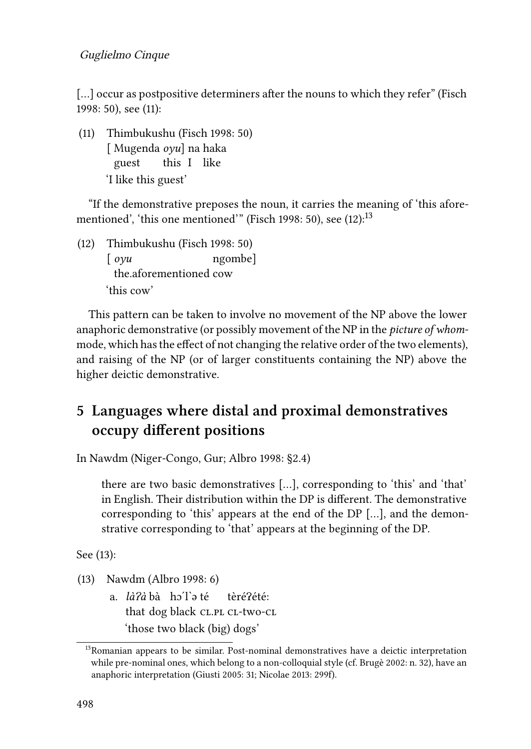[...] occur as postpositive determiners after the nouns to which they refer" (Fisch 1998: 50), see (11):

(11) Thimbukushu (Fisch 1998: 50)
 [ Mugenda *oyu*] na haka
 guest this I like
 'I like this guest'

"If the demonstrative preposes the noun, it carries the meaning of 'this aforementioned', 'this one mentioned'" (Fisch 1998: 50), see (12):[13]

(12) Thimbukushu (Fisch 1998: 50)
 [ *oyu* ngombe]
 the.aforementioned cow
 'this cow'

This pattern can be taken to involve no movement of the NP above the lower anaphoric demonstrative (or possibly movement of the NP in the *picture of whom*-mode, which has the effect of not changing the relative order of the two elements), and raising of the NP (or of larger constituents containing the NP) above the higher deictic demonstrative.

## 5 Languages where distal and proximal demonstratives occupy different positions

In Nawdm (Niger-Congo, Gur; Albro 1998: §2.4)

> there are two basic demonstratives [...], corresponding to 'this' and 'that' in English. Their distribution within the DP is different. The demonstrative corresponding to 'this' appears at the end of the DP [...], and the demonstrative corresponding to 'that' appears at the beginning of the DP.

See (13):

(13) Nawdm (Albro 1998: 6)
 a. *làʔà* bà hɔ́l̀ə té tèréʔété:
 that dog black CL.PL CL-two-CL
 'those two black (big) dogs'

[13] Romanian appears to be similar. Post-nominal demonstratives have a deictic interpretation while pre-nominal ones, which belong to a non-colloquial style (cf. Brugè 2002: n. 32), have an anaphoric interpretation (Giusti 2005: 31; Nicolae 2013: 299f).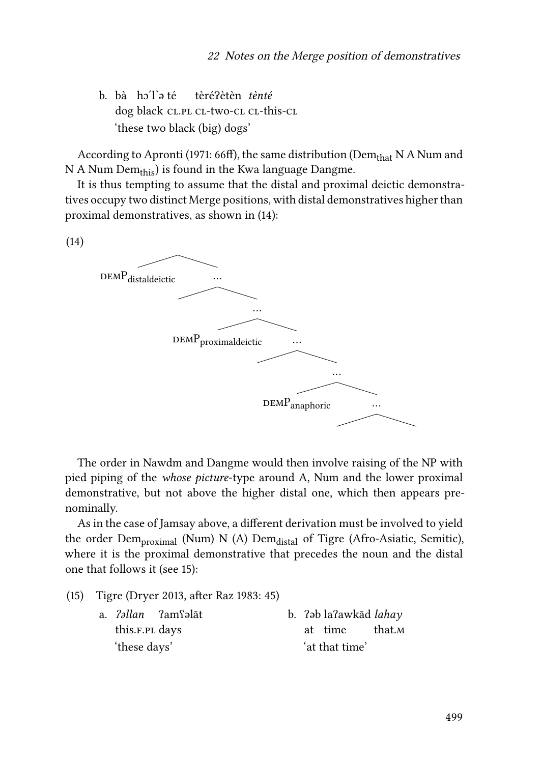b. bà hɔ́l`ə té tèréʔètèn *tènté*
   dog black CL.PL CL-two-CL CL-this-CL
   'these two black (big) dogs'

According to Apronti (1971: 66ff), the same distribution ($\text{Dem}_{\text{that}}$ N A Num and N A Num $\text{Dem}_{\text{this}}$) is found in the Kwa language Dangme.

It is thus tempting to assume that the distal and proximal deictic demonstratives occupy two distinct Merge positions, with distal demonstratives higher than proximal demonstratives, as shown in (14):

(14)

```
          /\
DEMP_distaldeictic  ...
              /\
                 ...
                 /\
   DEMP_proximaldeictic  ...
                     /\
                        ...
                        /\
           DEMP_anaphoric  ...
                           /\
```

The order in Nawdm and Dangme would then involve raising of the NP with pied piping of the *whose picture*-type around A, Num and the lower proximal demonstrative, but not above the higher distal one, which then appears prenominally.

As in the case of Jamsay above, a different derivation must be involved to yield the order $\text{Dem}_{\text{proximal}}$ (Num) N (A) $\text{Dem}_{\text{distal}}$ of Tigre (Afro-Asiatic, Semitic), where it is the proximal demonstrative that precedes the noun and the distal one that follows it (see 15):

(15) Tigre (Dryer 2013, after Raz 1983: 45)

a. *ʔəllan* ʔamʕəlāt
   this.F.PL days
   'these days'

b. ʔəb laʔawkād *lahay*
   at time that.M
   'at that time'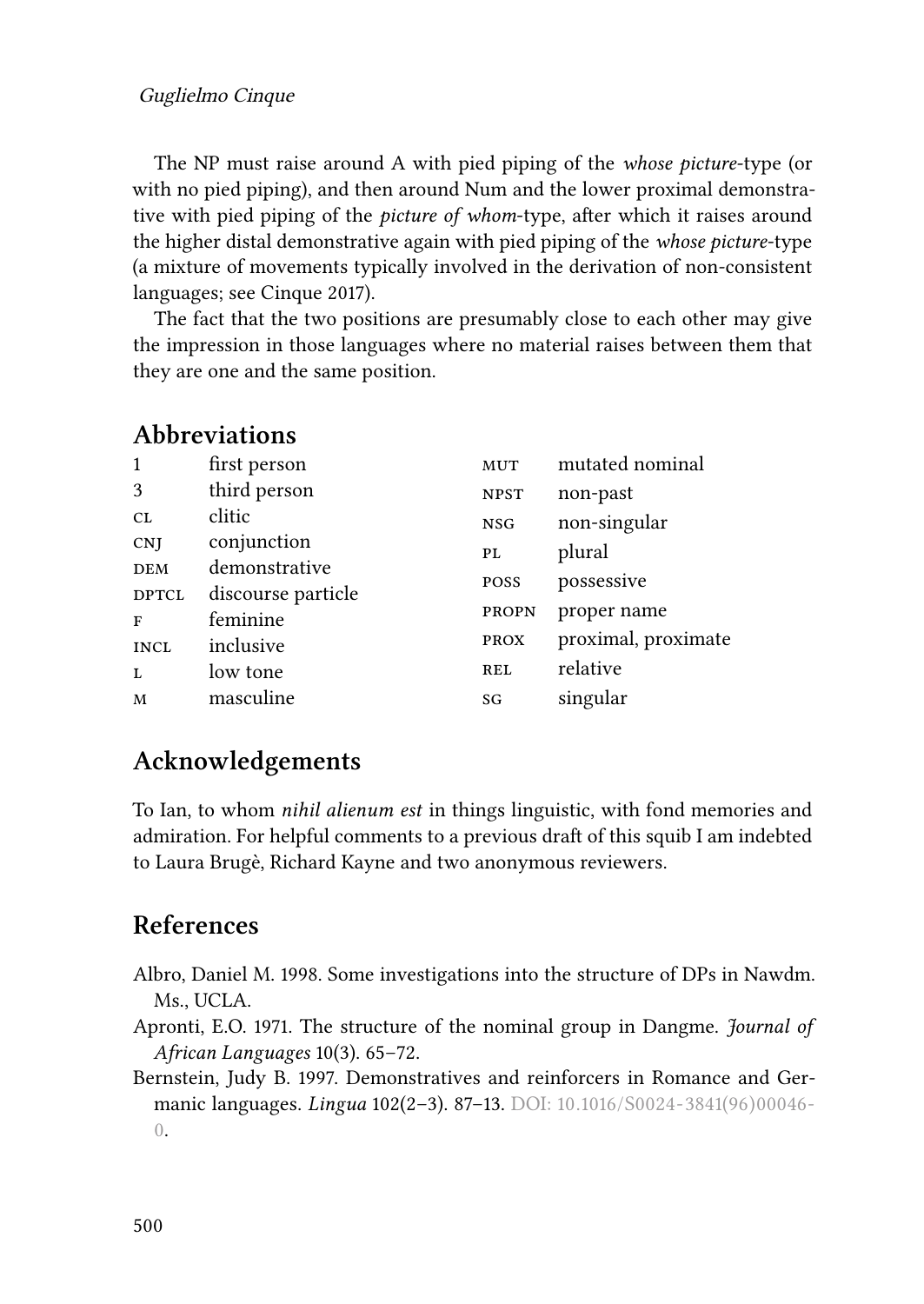The NP must raise around A with pied piping of the *whose picture*-type (or with no pied piping), and then around Num and the lower proximal demonstrative with pied piping of the *picture of whom*-type, after which it raises around the higher distal demonstrative again with pied piping of the *whose picture*-type (a mixture of movements typically involved in the derivation of non-consistent languages; see Cinque 2017).

The fact that the two positions are presumably close to each other may give the impression in those languages where no material raises between them that they are one and the same position.

## Abbreviations

| | | | |
|---|---|---|---|
| 1 | first person | MUT | mutated nominal |
| 3 | third person | NPST | non-past |
| CL | clitic | NSG | non-singular |
| CNJ | conjunction | PL | plural |
| DEM | demonstrative | POSS | possessive |
| DPTCL | discourse particle | PROPN | proper name |
| F | feminine | PROX | proximal, proximate |
| INCL | inclusive | REL | relative |
| L | low tone | SG | singular |
| M | masculine | | |

## Acknowledgements

To Ian, to whom *nihil alienum est* in things linguistic, with fond memories and admiration. For helpful comments to a previous draft of this squib I am indebted to Laura Brugè, Richard Kayne and two anonymous reviewers.

## References

Albro, Daniel M. 1998. Some investigations into the structure of DPs in Nawdm. Ms., UCLA.

Apronti, E.O. 1971. The structure of the nominal group in Dangme. *Journal of African Languages* 10(3). 65–72.

Bernstein, Judy B. 1997. Demonstratives and reinforcers in Romance and Germanic languages. *Lingua* 102(2–3). 87–13. DOI: 10.1016/S0024-3841(96)00046-0.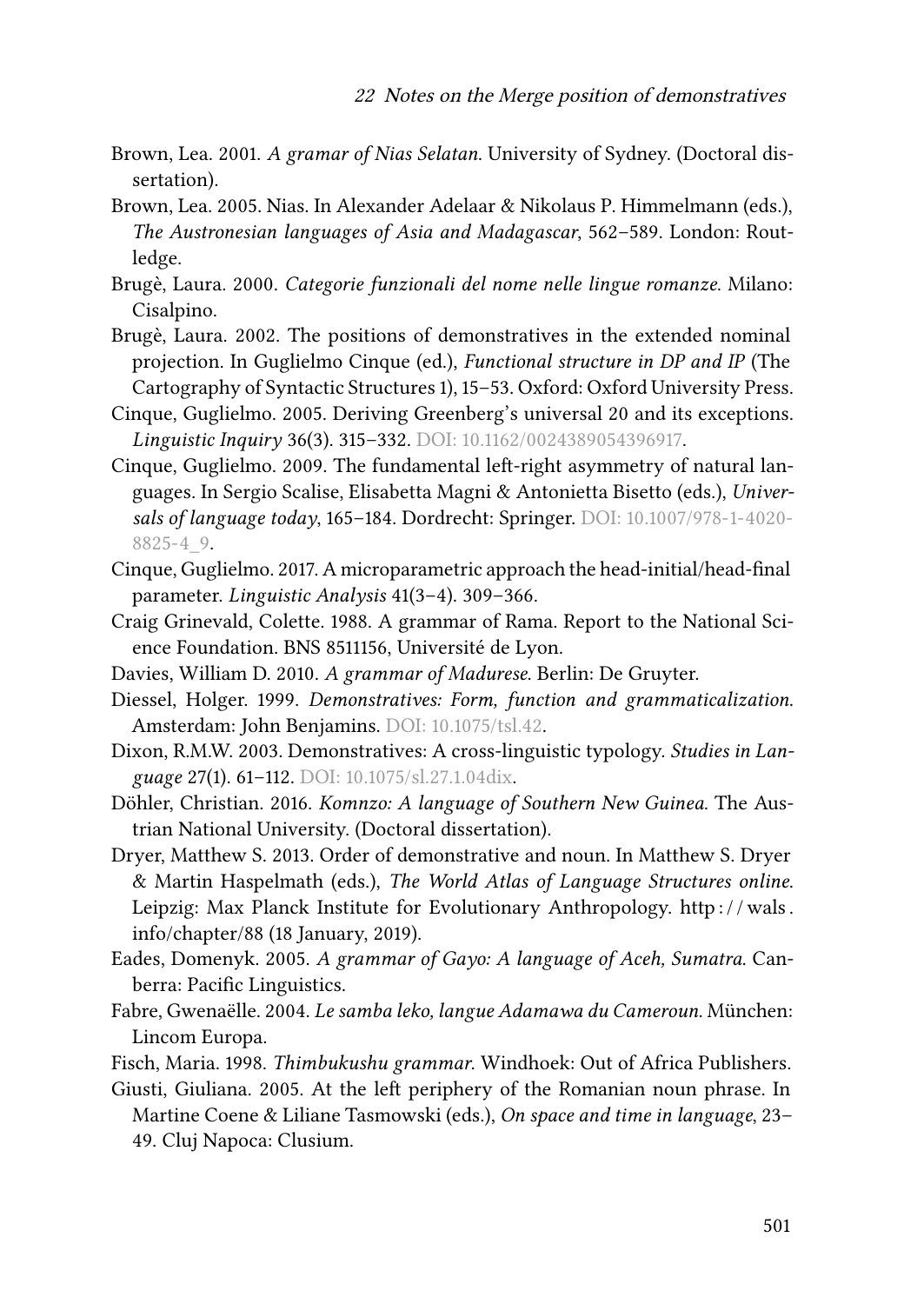Brown, Lea. 2001. *A gramar of Nias Selatan*. University of Sydney. (Doctoral dissertation).

Brown, Lea. 2005. Nias. In Alexander Adelaar & Nikolaus P. Himmelmann (eds.), *The Austronesian languages of Asia and Madagascar*, 562–589. London: Routledge.

Brugè, Laura. 2000. *Categorie funzionali del nome nelle lingue romanze*. Milano: Cisalpino.

Brugè, Laura. 2002. The positions of demonstratives in the extended nominal projection. In Guglielmo Cinque (ed.), *Functional structure in DP and IP* (The Cartography of Syntactic Structures 1), 15–53. Oxford: Oxford University Press.

Cinque, Guglielmo. 2005. Deriving Greenberg's universal 20 and its exceptions. *Linguistic Inquiry* 36(3). 315–332. DOI: 10.1162/0024389054396917.

Cinque, Guglielmo. 2009. The fundamental left-right asymmetry of natural languages. In Sergio Scalise, Elisabetta Magni & Antonietta Bisetto (eds.), *Universals of language today*, 165–184. Dordrecht: Springer. DOI: 10.1007/978-1-4020-8825-4_9.

Cinque, Guglielmo. 2017. A microparametric approach the head-initial/head-final parameter. *Linguistic Analysis* 41(3–4). 309–366.

Craig Grinevald, Colette. 1988. A grammar of Rama. Report to the National Science Foundation. BNS 8511156, Université de Lyon.

Davies, William D. 2010. *A grammar of Madurese*. Berlin: De Gruyter.

Diessel, Holger. 1999. *Demonstratives: Form, function and grammaticalization*. Amsterdam: John Benjamins. DOI: 10.1075/tsl.42.

Dixon, R.M.W. 2003. Demonstratives: A cross-linguistic typology. *Studies in Language* 27(1). 61–112. DOI: 10.1075/sl.27.1.04dix.

Döhler, Christian. 2016. *Komnzo: A language of Southern New Guinea*. The Austrian National University. (Doctoral dissertation).

Dryer, Matthew S. 2013. Order of demonstrative and noun. In Matthew S. Dryer & Martin Haspelmath (eds.), *The World Atlas of Language Structures online*. Leipzig: Max Planck Institute for Evolutionary Anthropology. http://wals.info/chapter/88 (18 January, 2019).

Eades, Domenyk. 2005. *A grammar of Gayo: A language of Aceh, Sumatra*. Canberra: Pacific Linguistics.

Fabre, Gwenaëlle. 2004. *Le samba leko, langue Adamawa du Cameroun*. München: Lincom Europa.

Fisch, Maria. 1998. *Thimbukushu grammar*. Windhoek: Out of Africa Publishers.

Giusti, Giuliana. 2005. At the left periphery of the Romanian noun phrase. In Martine Coene & Liliane Tasmowski (eds.), *On space and time in language*, 23–49. Cluj Napoca: Clusium.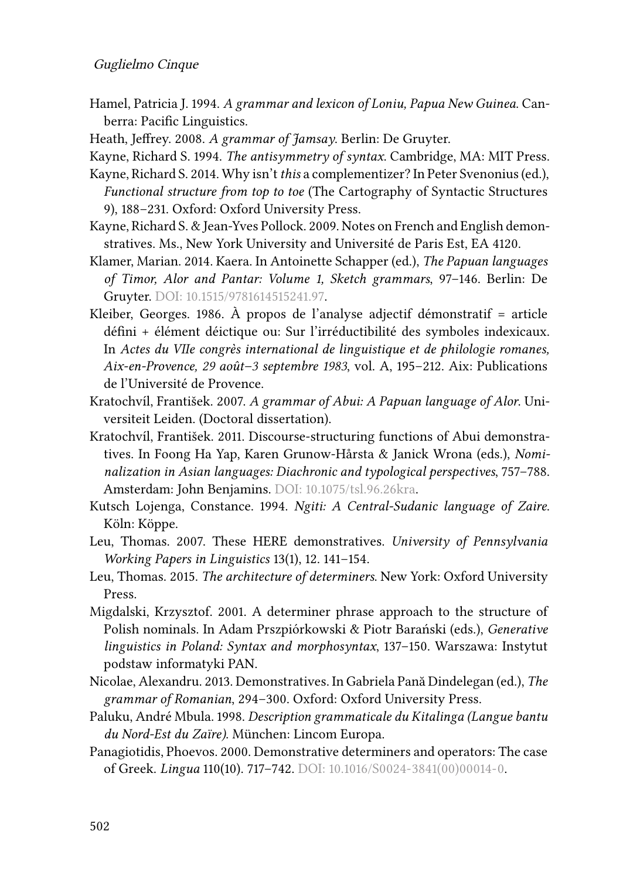Hamel, Patricia J. 1994. *A grammar and lexicon of Loniu, Papua New Guinea.* Canberra: Pacific Linguistics.

Heath, Jeffrey. 2008. *A grammar of Jamsay*. Berlin: De Gruyter.

Kayne, Richard S. 1994. *The antisymmetry of syntax*. Cambridge, MA: MIT Press.

Kayne, Richard S. 2014. Why isn't *this* a complementizer? In Peter Svenonius (ed.), *Functional structure from top to toe* (The Cartography of Syntactic Structures 9), 188–231. Oxford: Oxford University Press.

Kayne, Richard S. & Jean-Yves Pollock. 2009. Notes on French and English demonstratives. Ms., New York University and Université de Paris Est, EA 4120.

Klamer, Marian. 2014. Kaera. In Antoinette Schapper (ed.), *The Papuan languages of Timor, Alor and Pantar: Volume 1, Sketch grammars*, 97–146. Berlin: De Gruyter. DOI: 10.1515/9781614515241.97.

Kleiber, Georges. 1986. À propos de l'analyse adjectif démonstratif = article défini + élément déictique ou: Sur l'irréductibilité des symboles indexicaux. In *Actes du VIIe congrès international de linguistique et de philologie romanes, Aix-en-Provence, 29 août–3 septembre 1983*, vol. A, 195–212. Aix: Publications de l'Université de Provence.

Kratochvíl, František. 2007. *A grammar of Abui: A Papuan language of Alor*. Universiteit Leiden. (Doctoral dissertation).

Kratochvíl, František. 2011. Discourse-structuring functions of Abui demonstratives. In Foong Ha Yap, Karen Grunow-Hårsta & Janick Wrona (eds.), *Nominalization in Asian languages: Diachronic and typological perspectives*, 757–788. Amsterdam: John Benjamins. DOI: 10.1075/tsl.96.26kra.

Kutsch Lojenga, Constance. 1994. *Ngiti: A Central-Sudanic language of Zaire*. Köln: Köppe.

Leu, Thomas. 2007. These HERE demonstratives. *University of Pennsylvania Working Papers in Linguistics* 13(1), 12. 141–154.

Leu, Thomas. 2015. *The architecture of determiners*. New York: Oxford University Press.

Migdalski, Krzysztof. 2001. A determiner phrase approach to the structure of Polish nominals. In Adam Prszpiórkowski & Piotr Barański (eds.), *Generative linguistics in Poland: Syntax and morphosyntax*, 137–150. Warszawa: Instytut podstaw informatyki PAN.

Nicolae, Alexandru. 2013. Demonstratives. In Gabriela Pană Dindelegan (ed.), *The grammar of Romanian*, 294–300. Oxford: Oxford University Press.

Paluku, André Mbula. 1998. *Description grammaticale du Kitalinga (Langue bantu du Nord-Est du Zaïre)*. München: Lincom Europa.

Panagiotidis, Phoevos. 2000. Demonstrative determiners and operators: The case of Greek. *Lingua* 110(10). 717–742. DOI: 10.1016/S0024-3841(00)00014-0.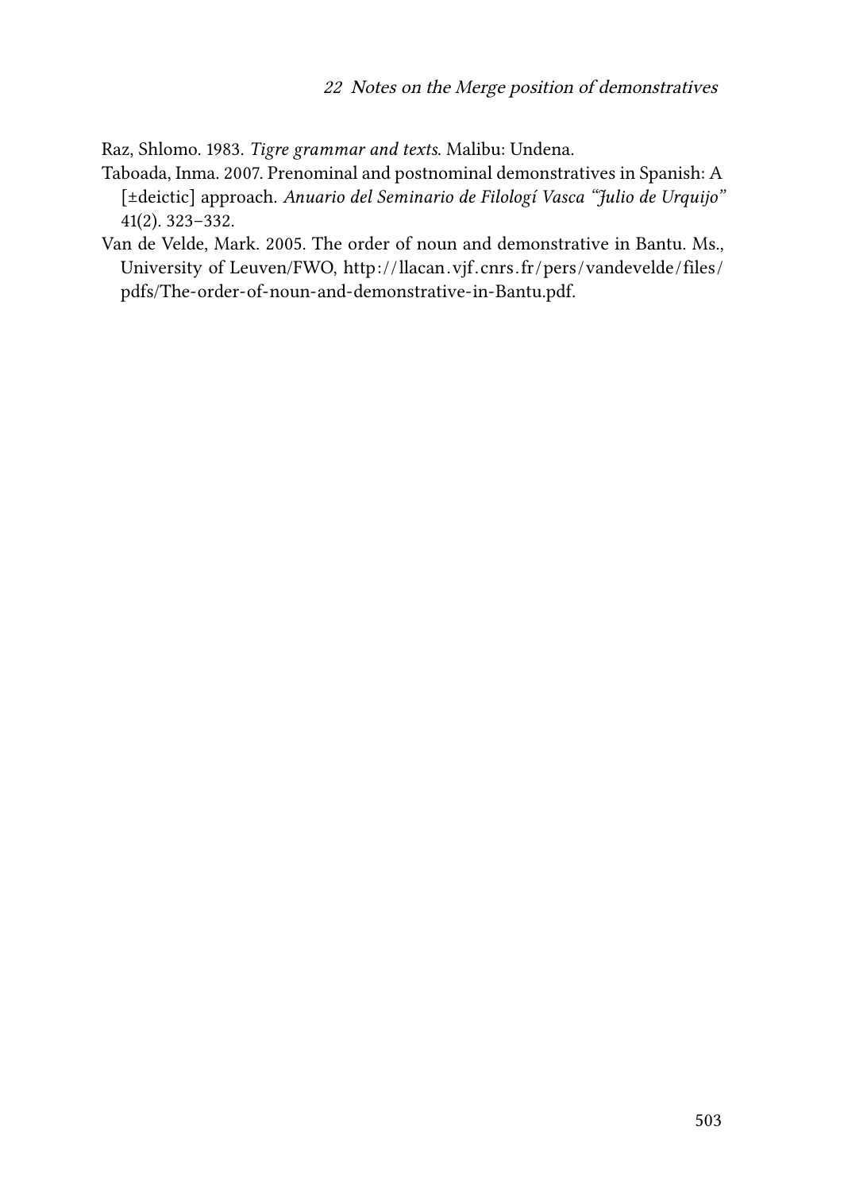Raz, Shlomo. 1983. *Tigre grammar and texts*. Malibu: Undena.

Taboada, Inma. 2007. Prenominal and postnominal demonstratives in Spanish: A [±deictic] approach. *Anuario del Seminario de Filologí Vasca "Julio de Urquijo"* 41(2). 323–332.

Van de Velde, Mark. 2005. The order of noun and demonstrative in Bantu. Ms., University of Leuven/FWO, http://llacan.vjf.cnrs.fr/pers/vandevelde/files/pdfs/The-order-of-noun-and-demonstrative-in-Bantu.pdf.